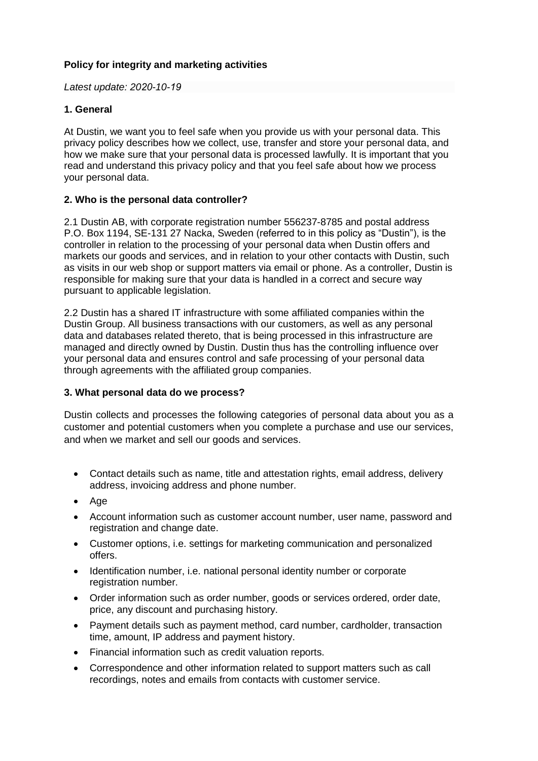**Policy for integrity and marketing activities**

*Latest update: 2020-10-19*

**1. General**

At Dustin, we want you to feel safe when you provide us with your personal data. This privacy policy describes how we collect, use, transfer and store your personal data, and how we make sure that your personal data is processed lawfully. It is important that you read and understand this privacy policy and that you feel safe about how we process your personal data.

**2. Who is the personal data controller?**

2.1 Dustin AB, with corporate registration number 556237-8785 and postal address P.O. Box 1194, SE-131 27 Nacka, Sweden (referred to in this policy as "Dustin"), is the controller in relation to the processing of your personal data when Dustin offers and markets our goods and services, and in relation to your other contacts with Dustin, such as visits in our web shop or support matters via email or phone. As a controller, Dustin is responsible for making sure that your data is handled in a correct and secure way pursuant to applicable legislation.

2.2 Dustin has a shared IT infrastructure with some affiliated companies within the Dustin Group. All business transactions with our customers, as well as any personal data and databases related thereto, that is being processed in this infrastructure are managed and directly owned by Dustin. Dustin thus has the controlling influence over your personal data and ensures control and safe processing of your personal data through agreements with the affiliated group companies.

**3. What personal data do we process?**

Dustin collects and processes the following categories of personal data about you as a customer and potential customers when you complete a purchase and use our services, and when we market and sell our goods and services.

- Contact details such as name, title and attestation rights, email address, delivery address, invoicing address and phone number.
- Age
- Account information such as customer account number, user name, password and registration and change date.
- Customer options, i.e. settings for marketing communication and personalized offers.
- Identification number, i.e. national personal identity number or corporate registration number.
- Order information such as order number, goods or services ordered, order date, price, any discount and purchasing history.
- Payment details such as payment method, card number, cardholder, transaction time, amount, IP address and payment history.
- Financial information such as credit valuation reports.
- Correspondence and other information related to support matters such as call recordings, notes and emails from contacts with customer service.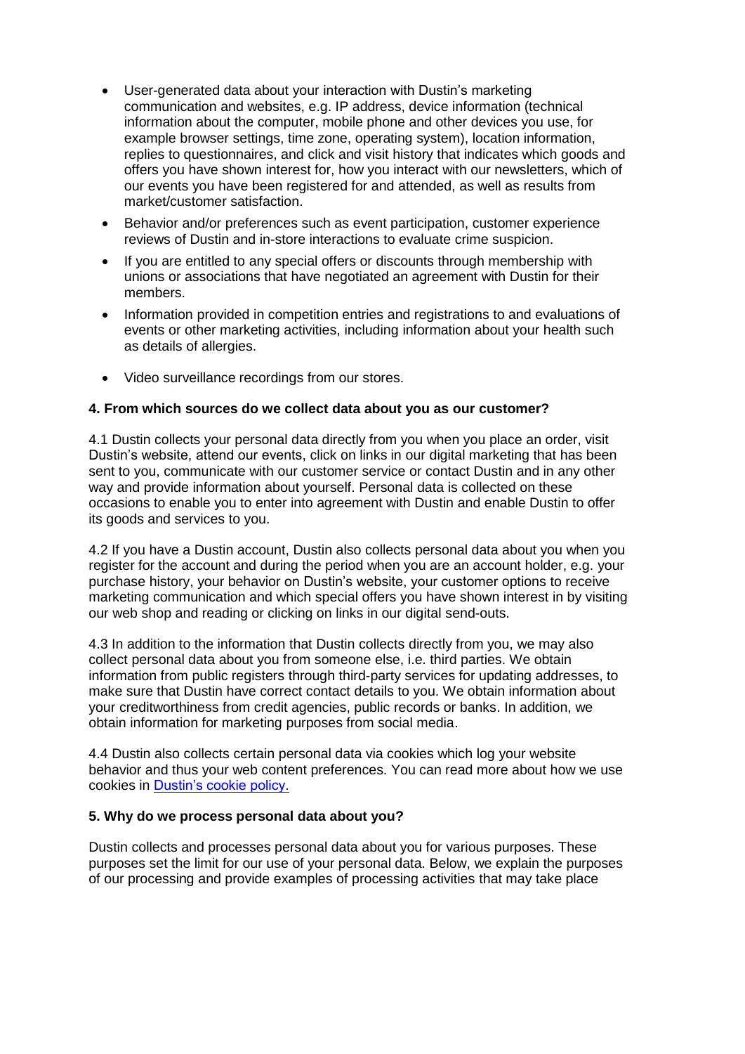- User-generated data about your interaction with Dustin's marketing communication and websites, e.g. IP address, device information (technical information about the computer, mobile phone and other devices you use, for example browser settings, time zone, operating system), location information, replies to questionnaires, and click and visit history that indicates which goods and offers you have shown interest for, how you interact with our newsletters, which of our events you have been registered for and attended, as well as results from market/customer satisfaction.
- Behavior and/or preferences such as event participation, customer experience reviews of Dustin and in-store interactions to evaluate crime suspicion.
- If you are entitled to any special offers or discounts through membership with unions or associations that have negotiated an agreement with Dustin for their members.
- Information provided in competition entries and registrations to and evaluations of events or other marketing activities, including information about your health such as details of allergies.
- Video surveillance recordings from our stores.

**4. From which sources do we collect data about you as our customer?**

4.1 Dustin collects your personal data directly from you when you place an order, visit Dustin's website, attend our events, click on links in our digital marketing that has been sent to you, communicate with our customer service or contact Dustin and in any other way and provide information about yourself. Personal data is collected on these occasions to enable you to enter into agreement with Dustin and enable Dustin to offer its goods and services to you.

4.2 If you have a Dustin account, Dustin also collects personal data about you when you register for the account and during the period when you are an account holder, e.g. your purchase history, your behavior on Dustin's website, your customer options to receive marketing communication and which special offers you have shown interest in by visiting our web shop and reading or clicking on links in our digital send-outs.

4.3 In addition to the information that Dustin collects directly from you, we may also collect personal data about you from someone else, i.e. third parties. We obtain information from public registers through third-party services for updating addresses, to make sure that Dustin have correct contact details to you. We obtain information about your creditworthiness from credit agencies, public records or banks. In addition, we obtain information for marketing purposes from social media.

4.4 Dustin also collects certain personal data via cookies which log your website behavior and thus your web content preferences. You can read more about how we use cookies in [Dustin's cookie policy.]

**5. Why do we process personal data about you?**

Dustin collects and processes personal data about you for various purposes. These purposes set the limit for our use of your personal data. Below, we explain the purposes of our processing and provide examples of processing activities that may take place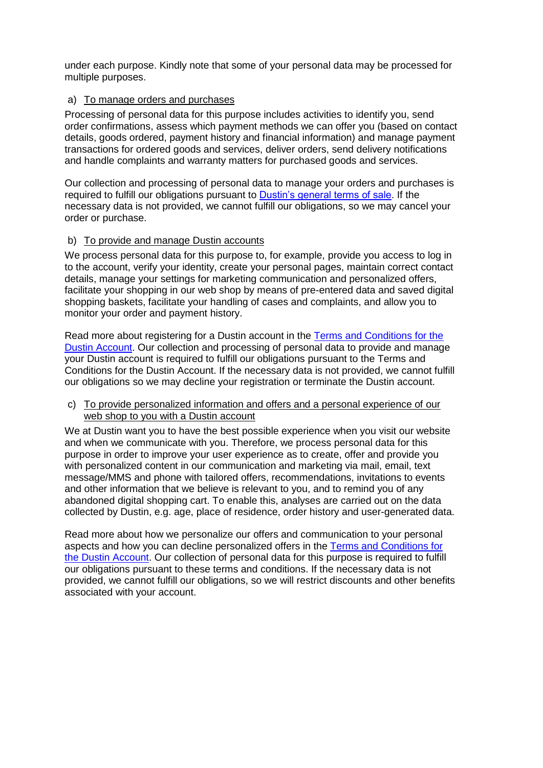under each purpose. Kindly note that some of your personal data may be processed for multiple purposes.

a) <u>To manage orders and purchases</u>

Processing of personal data for this purpose includes activities to identify you, send order confirmations, assess which payment methods we can offer you (based on contact details, goods ordered, payment history and financial information) and manage payment transactions for ordered goods and services, deliver orders, send delivery notifications and handle complaints and warranty matters for purchased goods and services.

Our collection and processing of personal data to manage your orders and purchases is required to fulfill our obligations pursuant to Dustin's general terms of sale. If the necessary data is not provided, we cannot fulfill our obligations, so we may cancel your order or purchase.

b) <u>To provide and manage Dustin accounts</u>

We process personal data for this purpose to, for example, provide you access to log in to the account, verify your identity, create your personal pages, maintain correct contact details, manage your settings for marketing communication and personalized offers, facilitate your shopping in our web shop by means of pre-entered data and saved digital shopping baskets, facilitate your handling of cases and complaints, and allow you to monitor your order and payment history.

Read more about registering for a Dustin account in the Terms and Conditions for the Dustin Account. Our collection and processing of personal data to provide and manage your Dustin account is required to fulfill our obligations pursuant to the Terms and Conditions for the Dustin Account. If the necessary data is not provided, we cannot fulfill our obligations so we may decline your registration or terminate the Dustin account.

c) <u>To provide personalized information and offers and a personal experience of our web shop to you with a Dustin account</u>

We at Dustin want you to have the best possible experience when you visit our website and when we communicate with you. Therefore, we process personal data for this purpose in order to improve your user experience as to create, offer and provide you with personalized content in our communication and marketing via mail, email, text message/MMS and phone with tailored offers, recommendations, invitations to events and other information that we believe is relevant to you, and to remind you of any abandoned digital shopping cart. To enable this, analyses are carried out on the data collected by Dustin, e.g. age, place of residence, order history and user-generated data.

Read more about how we personalize our offers and communication to your personal aspects and how you can decline personalized offers in the Terms and Conditions for the Dustin Account. Our collection of personal data for this purpose is required to fulfill our obligations pursuant to these terms and conditions. If the necessary data is not provided, we cannot fulfill our obligations, so we will restrict discounts and other benefits associated with your account.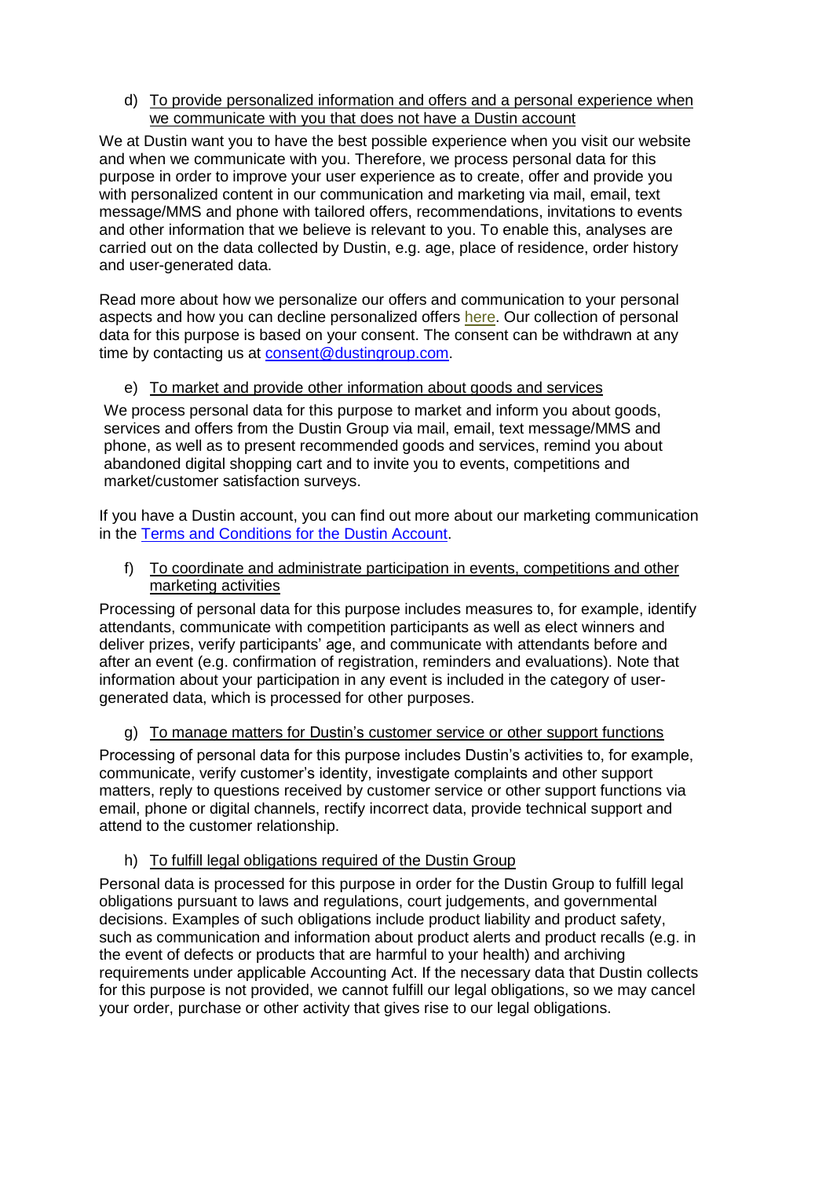d) <u>To provide personalized information and offers and a personal experience when we communicate with you that does not have a Dustin account</u>

We at Dustin want you to have the best possible experience when you visit our website and when we communicate with you. Therefore, we process personal data for this purpose in order to improve your user experience as to create, offer and provide you with personalized content in our communication and marketing via mail, email, text message/MMS and phone with tailored offers, recommendations, invitations to events and other information that we believe is relevant to you. To enable this, analyses are carried out on the data collected by Dustin, e.g. age, place of residence, order history and user-generated data.

Read more about how we personalize our offers and communication to your personal aspects and how you can decline personalized offers [here](). Our collection of personal data for this purpose is based on your consent. The consent can be withdrawn at any time by contacting us at [consent@dustingroup.com](mailto:consent@dustingroup.com).

e) <u>To market and provide other information about goods and services</u>

We process personal data for this purpose to market and inform you about goods, services and offers from the Dustin Group via mail, email, text message/MMS and phone, as well as to present recommended goods and services, remind you about abandoned digital shopping cart and to invite you to events, competitions and market/customer satisfaction surveys.

If you have a Dustin account, you can find out more about our marketing communication in the [Terms and Conditions for the Dustin Account]().

f) <u>To coordinate and administrate participation in events, competitions and other marketing activities</u>

Processing of personal data for this purpose includes measures to, for example, identify attendants, communicate with competition participants as well as elect winners and deliver prizes, verify participants' age, and communicate with attendants before and after an event (e.g. confirmation of registration, reminders and evaluations). Note that information about your participation in any event is included in the category of user-generated data, which is processed for other purposes.

g) <u>To manage matters for Dustin's customer service or other support functions</u>

Processing of personal data for this purpose includes Dustin's activities to, for example, communicate, verify customer's identity, investigate complaints and other support matters, reply to questions received by customer service or other support functions via email, phone or digital channels, rectify incorrect data, provide technical support and attend to the customer relationship.

h) <u>To fulfill legal obligations required of the Dustin Group</u>

Personal data is processed for this purpose in order for the Dustin Group to fulfill legal obligations pursuant to laws and regulations, court judgements, and governmental decisions. Examples of such obligations include product liability and product safety, such as communication and information about product alerts and product recalls (e.g. in the event of defects or products that are harmful to your health) and archiving requirements under applicable Accounting Act. If the necessary data that Dustin collects for this purpose is not provided, we cannot fulfill our legal obligations, so we may cancel your order, purchase or other activity that gives rise to our legal obligations.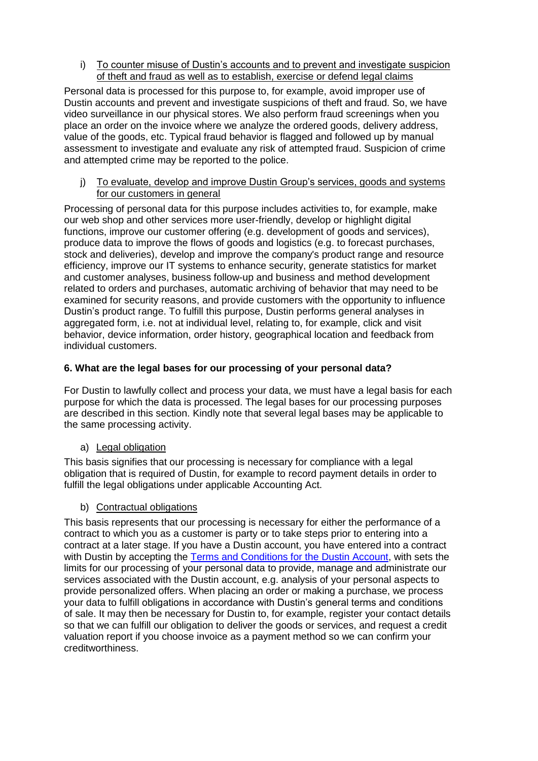i) To counter misuse of Dustin's accounts and to prevent and investigate suspicion of theft and fraud as well as to establish, exercise or defend legal claims

Personal data is processed for this purpose to, for example, avoid improper use of Dustin accounts and prevent and investigate suspicions of theft and fraud. So, we have video surveillance in our physical stores. We also perform fraud screenings when you place an order on the invoice where we analyze the ordered goods, delivery address, value of the goods, etc. Typical fraud behavior is flagged and followed up by manual assessment to investigate and evaluate any risk of attempted fraud. Suspicion of crime and attempted crime may be reported to the police.

j) To evaluate, develop and improve Dustin Group's services, goods and systems for our customers in general

Processing of personal data for this purpose includes activities to, for example, make our web shop and other services more user-friendly, develop or highlight digital functions, improve our customer offering (e.g. development of goods and services), produce data to improve the flows of goods and logistics (e.g. to forecast purchases, stock and deliveries), develop and improve the company's product range and resource efficiency, improve our IT systems to enhance security, generate statistics for market and customer analyses, business follow-up and business and method development related to orders and purchases, automatic archiving of behavior that may need to be examined for security reasons, and provide customers with the opportunity to influence Dustin's product range. To fulfill this purpose, Dustin performs general analyses in aggregated form, i.e. not at individual level, relating to, for example, click and visit behavior, device information, order history, geographical location and feedback from individual customers.

## 6. What are the legal bases for our processing of your personal data?

For Dustin to lawfully collect and process your data, we must have a legal basis for each purpose for which the data is processed. The legal bases for our processing purposes are described in this section. Kindly note that several legal bases may be applicable to the same processing activity.

a) Legal obligation

This basis signifies that our processing is necessary for compliance with a legal obligation that is required of Dustin, for example to record payment details in order to fulfill the legal obligations under applicable Accounting Act.

b) Contractual obligations

This basis represents that our processing is necessary for either the performance of a contract to which you as a customer is party or to take steps prior to entering into a contract at a later stage. If you have a Dustin account, you have entered into a contract with Dustin by accepting the [Terms and Conditions for the Dustin Account], with sets the limits for our processing of your personal data to provide, manage and administrate our services associated with the Dustin account, e.g. analysis of your personal aspects to provide personalized offers. When placing an order or making a purchase, we process your data to fulfill obligations in accordance with Dustin's general terms and conditions of sale. It may then be necessary for Dustin to, for example, register your contact details so that we can fulfill our obligation to deliver the goods or services, and request a credit valuation report if you choose invoice as a payment method so we can confirm your creditworthiness.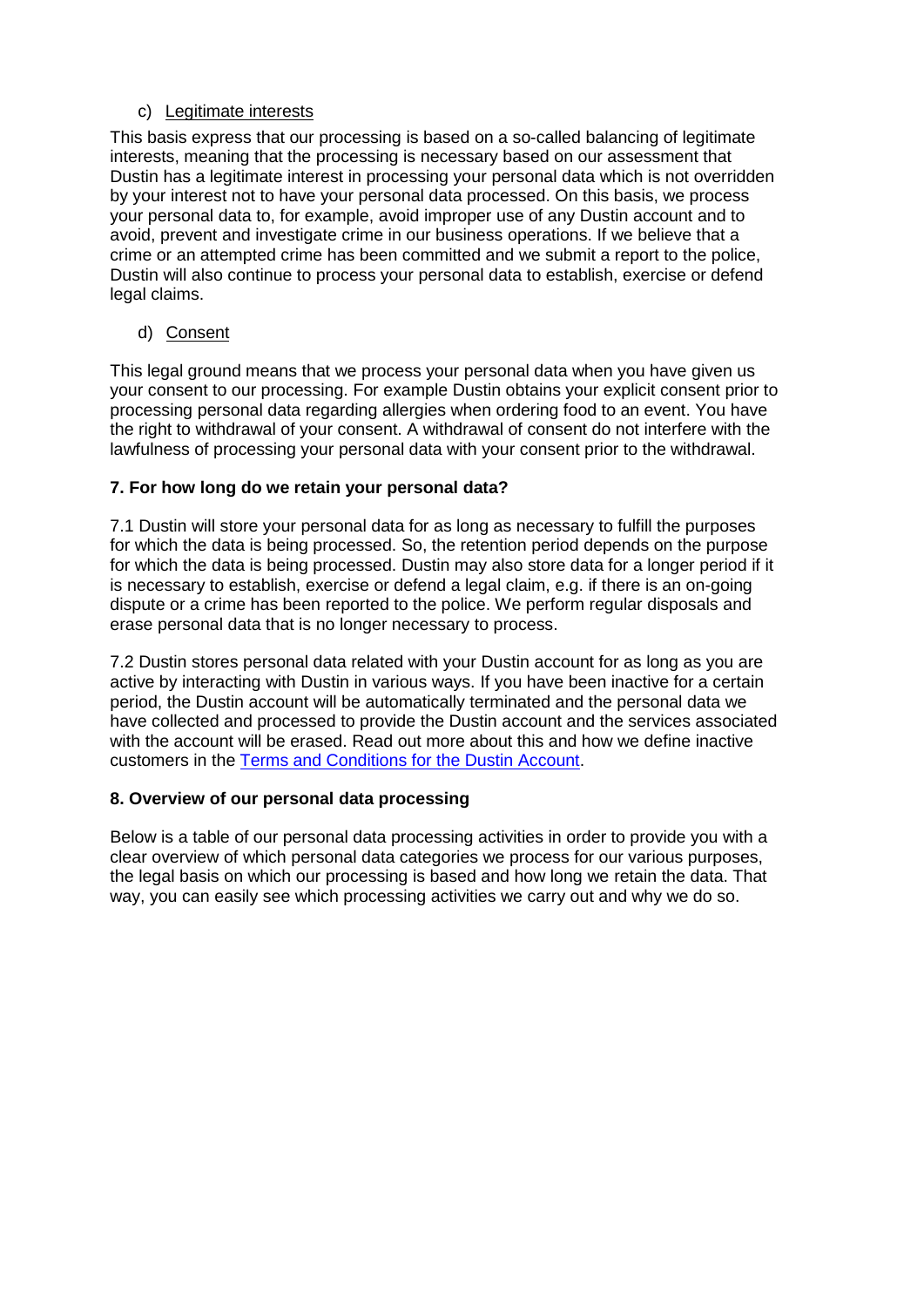c) Legitimate interests

This basis express that our processing is based on a so-called balancing of legitimate interests, meaning that the processing is necessary based on our assessment that Dustin has a legitimate interest in processing your personal data which is not overridden by your interest not to have your personal data processed. On this basis, we process your personal data to, for example, avoid improper use of any Dustin account and to avoid, prevent and investigate crime in our business operations. If we believe that a crime or an attempted crime has been committed and we submit a report to the police, Dustin will also continue to process your personal data to establish, exercise or defend legal claims.

d) Consent

This legal ground means that we process your personal data when you have given us your consent to our processing. For example Dustin obtains your explicit consent prior to processing personal data regarding allergies when ordering food to an event. You have the right to withdrawal of your consent. A withdrawal of consent do not interfere with the lawfulness of processing your personal data with your consent prior to the withdrawal.

### 7. For how long do we retain your personal data?

7.1 Dustin will store your personal data for as long as necessary to fulfill the purposes for which the data is being processed. So, the retention period depends on the purpose for which the data is being processed. Dustin may also store data for a longer period if it is necessary to establish, exercise or defend a legal claim, e.g. if there is an on-going dispute or a crime has been reported to the police. We perform regular disposals and erase personal data that is no longer necessary to process.

7.2 Dustin stores personal data related with your Dustin account for as long as you are active by interacting with Dustin in various ways. If you have been inactive for a certain period, the Dustin account will be automatically terminated and the personal data we have collected and processed to provide the Dustin account and the services associated with the account will be erased. Read out more about this and how we define inactive customers in the Terms and Conditions for the Dustin Account.

### 8. Overview of our personal data processing

Below is a table of our personal data processing activities in order to provide you with a clear overview of which personal data categories we process for our various purposes, the legal basis on which our processing is based and how long we retain the data. That way, you can easily see which processing activities we carry out and why we do so.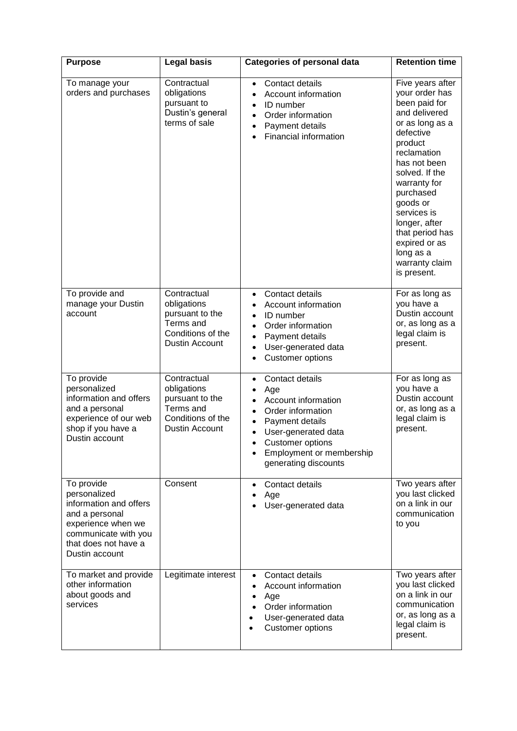| Purpose | Legal basis | Categories of personal data | Retention time |
|---|---|---|---|
| To manage your orders and purchases | Contractual obligations pursuant to Dustin's general terms of sale | • Contact details<br>• Account information<br>• ID number<br>• Order information<br>• Payment details<br>• Financial information | Five years after your order has been paid for and delivered or as long as a defective product reclamation has not been solved. If the warranty for purchased goods or services is longer, after that period has expired or as long as a warranty claim is present. |
| To provide and manage your Dustin account | Contractual obligations pursuant to the Terms and Conditions of the Dustin Account | • Contact details<br>• Account information<br>• ID number<br>• Order information<br>• Payment details<br>• User-generated data<br>• Customer options | For as long as you have a Dustin account or, as long as a legal claim is present. |
| To provide personalized information and offers and a personal experience of our web shop if you have a Dustin account | Contractual obligations pursuant to the Terms and Conditions of the Dustin Account | • Contact details<br>• Age<br>• Account information<br>• Order information<br>• Payment details<br>• User-generated data<br>• Customer options<br>• Employment or membership generating discounts | For as long as you have a Dustin account or, as long as a legal claim is present. |
| To provide personalized information and offers and a personal experience when we communicate with you that does not have a Dustin account | Consent | • Contact details<br>• Age<br>• User-generated data | Two years after you last clicked on a link in our communication to you |
| To market and provide other information about goods and services | Legitimate interest | • Contact details<br>• Account information<br>• Age<br>• Order information<br>• User-generated data<br>• Customer options | Two years after you last clicked on a link in our communication or, as long as a legal claim is present. |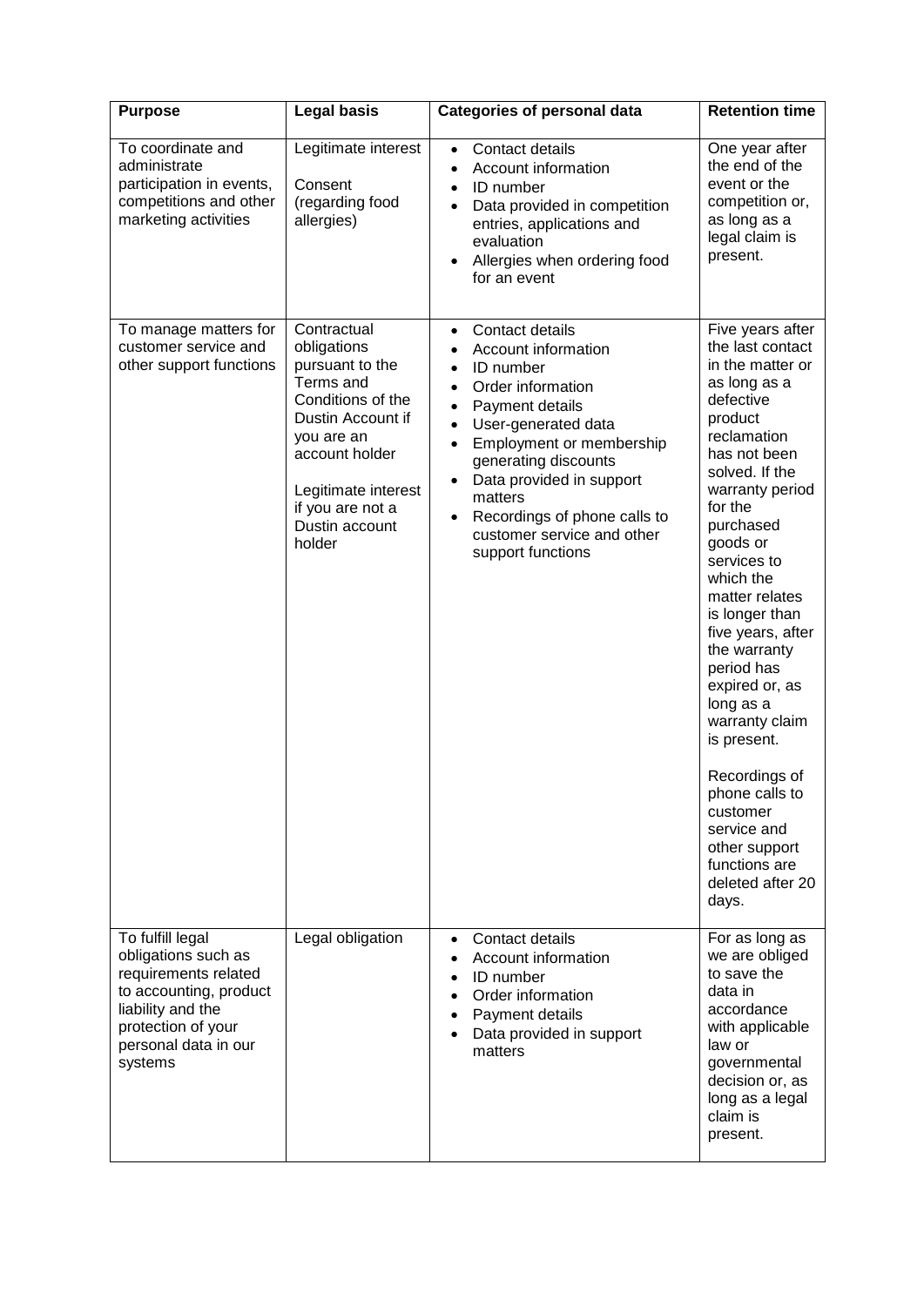| Purpose | Legal basis | Categories of personal data | Retention time |
|---|---|---|---|
| To coordinate and administrate participation in events, competitions and other marketing activities | Legitimate interest<br><br>Consent (regarding food allergies) | • Contact details<br>• Account information<br>• ID number<br>• Data provided in competition entries, applications and evaluation<br>• Allergies when ordering food for an event | One year after the end of the event or the competition or, as long as a legal claim is present. |
| To manage matters for customer service and other support functions | Contractual obligations pursuant to the Terms and Conditions of the Dustin Account if you are an account holder<br><br>Legitimate interest if you are not a Dustin account holder | • Contact details<br>• Account information<br>• ID number<br>• Order information<br>• Payment details<br>• User-generated data<br>• Employment or membership generating discounts<br>• Data provided in support matters<br>• Recordings of phone calls to customer service and other support functions | Five years after the last contact in the matter or as long as a defective product reclamation has not been solved. If the warranty period for the purchased goods or services to which the matter relates is longer than five years, after the warranty period has expired or, as long as a warranty claim is present.<br><br>Recordings of phone calls to customer service and other support functions are deleted after 20 days. |
| To fulfill legal obligations such as requirements related to accounting, product liability and the protection of your personal data in our systems | Legal obligation | • Contact details<br>• Account information<br>• ID number<br>• Order information<br>• Payment details<br>• Data provided in support matters | For as long as we are obliged to save the data in accordance with applicable law or governmental decision or, as long as a legal claim is present. |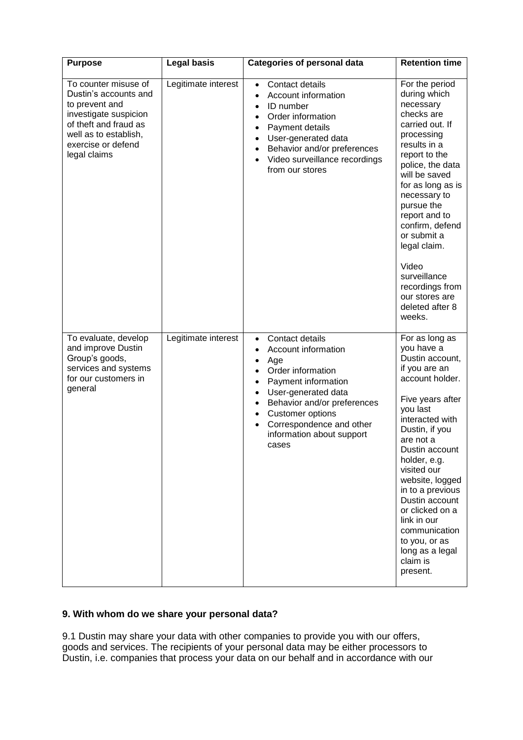| Purpose | Legal basis | Categories of personal data | Retention time |
|---|---|---|---|
| To counter misuse of Dustin's accounts and to prevent and investigate suspicion of theft and fraud as well as to establish, exercise or defend legal claims | Legitimate interest | • Contact details<br>• Account information<br>• ID number<br>• Order information<br>• Payment details<br>• User-generated data<br>• Behavior and/or preferences<br>• Video surveillance recordings from our stores | For the period during which necessary checks are carried out. If processing results in a report to the police, the data will be saved for as long as is necessary to pursue the report and to confirm, defend or submit a legal claim.<br><br>Video surveillance recordings from our stores are deleted after 8 weeks. |
| To evaluate, develop and improve Dustin Group's goods, services and systems for our customers in general | Legitimate interest | • Contact details<br>• Account information<br>• Age<br>• Order information<br>• Payment information<br>• User-generated data<br>• Behavior and/or preferences<br>• Customer options<br>• Correspondence and other information about support cases | For as long as you have a Dustin account, if you are an account holder.<br><br>Five years after you last interacted with Dustin, if you are not a Dustin account holder, e.g. visited our website, logged in to a previous Dustin account or clicked on a link in our communication to you, or as long as a legal claim is present. |

## 9. With whom do we share your personal data?

9.1 Dustin may share your data with other companies to provide you with our offers, goods and services. The recipients of your personal data may be either processors to Dustin, i.e. companies that process your data on our behalf and in accordance with our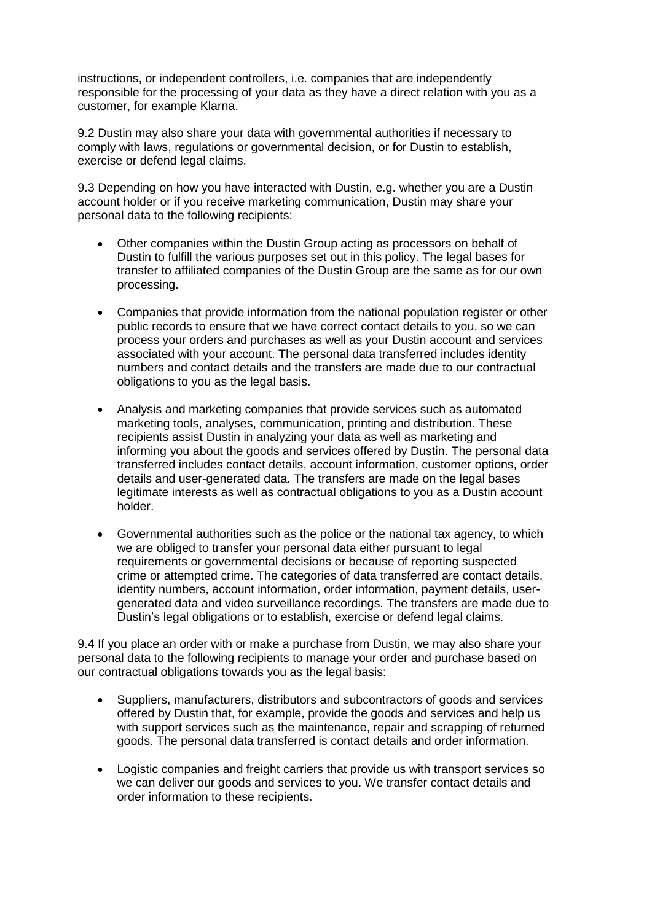instructions, or independent controllers, i.e. companies that are independently responsible for the processing of your data as they have a direct relation with you as a customer, for example Klarna.

9.2 Dustin may also share your data with governmental authorities if necessary to comply with laws, regulations or governmental decision, or for Dustin to establish, exercise or defend legal claims.

9.3 Depending on how you have interacted with Dustin, e.g. whether you are a Dustin account holder or if you receive marketing communication, Dustin may share your personal data to the following recipients:

- Other companies within the Dustin Group acting as processors on behalf of Dustin to fulfill the various purposes set out in this policy. The legal bases for transfer to affiliated companies of the Dustin Group are the same as for our own processing.

- Companies that provide information from the national population register or other public records to ensure that we have correct contact details to you, so we can process your orders and purchases as well as your Dustin account and services associated with your account. The personal data transferred includes identity numbers and contact details and the transfers are made due to our contractual obligations to you as the legal basis.

- Analysis and marketing companies that provide services such as automated marketing tools, analyses, communication, printing and distribution. These recipients assist Dustin in analyzing your data as well as marketing and informing you about the goods and services offered by Dustin. The personal data transferred includes contact details, account information, customer options, order details and user-generated data. The transfers are made on the legal bases legitimate interests as well as contractual obligations to you as a Dustin account holder.

- Governmental authorities such as the police or the national tax agency, to which we are obliged to transfer your personal data either pursuant to legal requirements or governmental decisions or because of reporting suspected crime or attempted crime. The categories of data transferred are contact details, identity numbers, account information, order information, payment details, user-generated data and video surveillance recordings. The transfers are made due to Dustin's legal obligations or to establish, exercise or defend legal claims.

9.4 If you place an order with or make a purchase from Dustin, we may also share your personal data to the following recipients to manage your order and purchase based on our contractual obligations towards you as the legal basis:

- Suppliers, manufacturers, distributors and subcontractors of goods and services offered by Dustin that, for example, provide the goods and services and help us with support services such as the maintenance, repair and scrapping of returned goods. The personal data transferred is contact details and order information.

- Logistic companies and freight carriers that provide us with transport services so we can deliver our goods and services to you. We transfer contact details and order information to these recipients.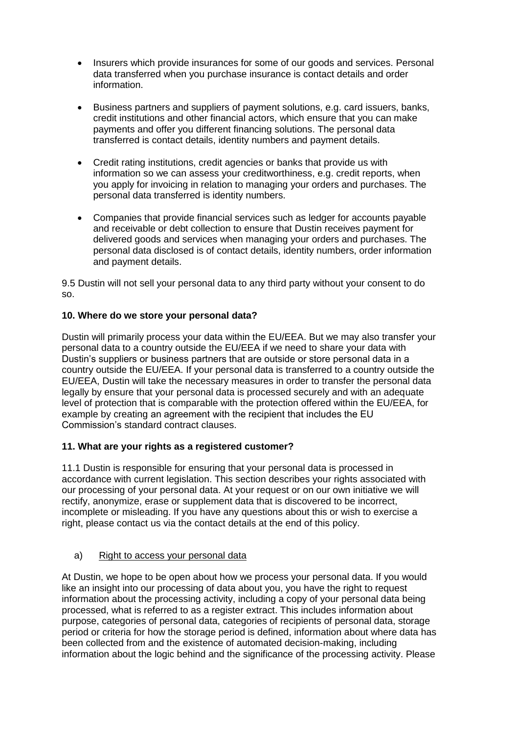- Insurers which provide insurances for some of our goods and services. Personal data transferred when you purchase insurance is contact details and order information.

- Business partners and suppliers of payment solutions, e.g. card issuers, banks, credit institutions and other financial actors, which ensure that you can make payments and offer you different financing solutions. The personal data transferred is contact details, identity numbers and payment details.

- Credit rating institutions, credit agencies or banks that provide us with information so we can assess your creditworthiness, e.g. credit reports, when you apply for invoicing in relation to managing your orders and purchases. The personal data transferred is identity numbers.

- Companies that provide financial services such as ledger for accounts payable and receivable or debt collection to ensure that Dustin receives payment for delivered goods and services when managing your orders and purchases. The personal data disclosed is of contact details, identity numbers, order information and payment details.

9.5 Dustin will not sell your personal data to any third party without your consent to do so.

### 10. Where do we store your personal data?

Dustin will primarily process your data within the EU/EEA. But we may also transfer your personal data to a country outside the EU/EEA if we need to share your data with Dustin's suppliers or business partners that are outside or store personal data in a country outside the EU/EEA. If your personal data is transferred to a country outside the EU/EEA, Dustin will take the necessary measures in order to transfer the personal data legally by ensure that your personal data is processed securely and with an adequate level of protection that is comparable with the protection offered within the EU/EEA, for example by creating an agreement with the recipient that includes the EU Commission's standard contract clauses.

### 11. What are your rights as a registered customer?

11.1 Dustin is responsible for ensuring that your personal data is processed in accordance with current legislation. This section describes your rights associated with our processing of your personal data. At your request or on our own initiative we will rectify, anonymize, erase or supplement data that is discovered to be incorrect, incomplete or misleading. If you have any questions about this or wish to exercise a right, please contact us via the contact details at the end of this policy.

a) <u>Right to access your personal data</u>

At Dustin, we hope to be open about how we process your personal data. If you would like an insight into our processing of data about you, you have the right to request information about the processing activity, including a copy of your personal data being processed, what is referred to as a register extract. This includes information about purpose, categories of personal data, categories of recipients of personal data, storage period or criteria for how the storage period is defined, information about where data has been collected from and the existence of automated decision-making, including information about the logic behind and the significance of the processing activity. Please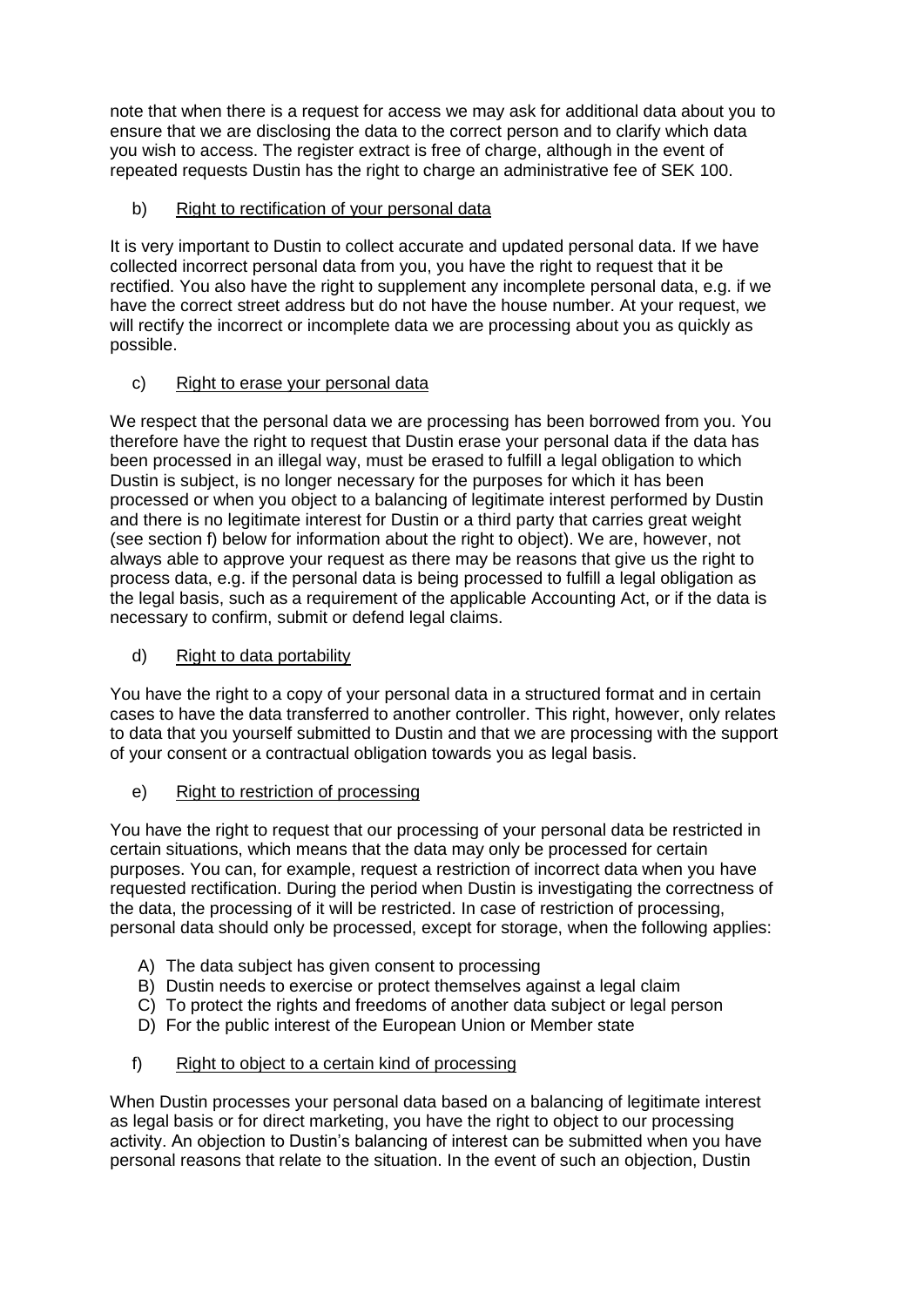note that when there is a request for access we may ask for additional data about you to ensure that we are disclosing the data to the correct person and to clarify which data you wish to access. The register extract is free of charge, although in the event of repeated requests Dustin has the right to charge an administrative fee of SEK 100.

b) Right to rectification of your personal data

It is very important to Dustin to collect accurate and updated personal data. If we have collected incorrect personal data from you, you have the right to request that it be rectified. You also have the right to supplement any incomplete personal data, e.g. if we have the correct street address but do not have the house number. At your request, we will rectify the incorrect or incomplete data we are processing about you as quickly as possible.

c) Right to erase your personal data

We respect that the personal data we are processing has been borrowed from you. You therefore have the right to request that Dustin erase your personal data if the data has been processed in an illegal way, must be erased to fulfill a legal obligation to which Dustin is subject, is no longer necessary for the purposes for which it has been processed or when you object to a balancing of legitimate interest performed by Dustin and there is no legitimate interest for Dustin or a third party that carries great weight (see section f) below for information about the right to object). We are, however, not always able to approve your request as there may be reasons that give us the right to process data, e.g. if the personal data is being processed to fulfill a legal obligation as the legal basis, such as a requirement of the applicable Accounting Act, or if the data is necessary to confirm, submit or defend legal claims.

d) Right to data portability

You have the right to a copy of your personal data in a structured format and in certain cases to have the data transferred to another controller. This right, however, only relates to data that you yourself submitted to Dustin and that we are processing with the support of your consent or a contractual obligation towards you as legal basis.

e) Right to restriction of processing

You have the right to request that our processing of your personal data be restricted in certain situations, which means that the data may only be processed for certain purposes. You can, for example, request a restriction of incorrect data when you have requested rectification. During the period when Dustin is investigating the correctness of the data, the processing of it will be restricted. In case of restriction of processing, personal data should only be processed, except for storage, when the following applies:

A) The data subject has given consent to processing
B) Dustin needs to exercise or protect themselves against a legal claim
C) To protect the rights and freedoms of another data subject or legal person
D) For the public interest of the European Union or Member state

f) Right to object to a certain kind of processing

When Dustin processes your personal data based on a balancing of legitimate interest as legal basis or for direct marketing, you have the right to object to our processing activity. An objection to Dustin's balancing of interest can be submitted when you have personal reasons that relate to the situation. In the event of such an objection, Dustin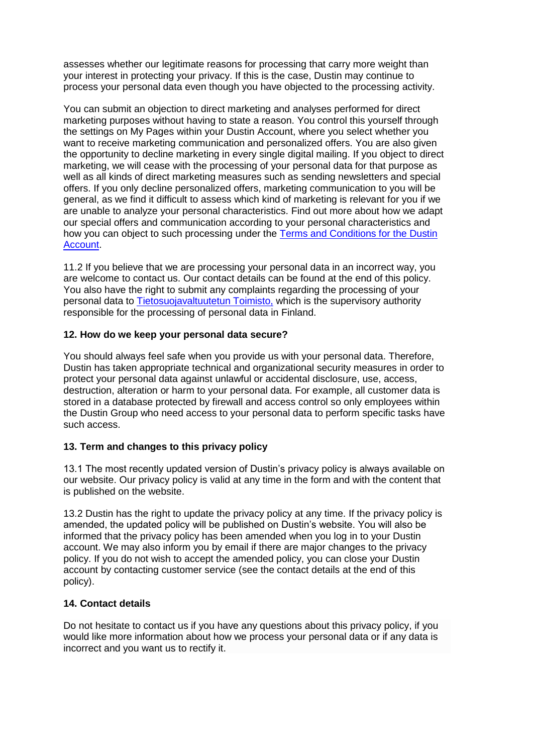assesses whether our legitimate reasons for processing that carry more weight than your interest in protecting your privacy. If this is the case, Dustin may continue to process your personal data even though you have objected to the processing activity.

You can submit an objection to direct marketing and analyses performed for direct marketing purposes without having to state a reason. You control this yourself through the settings on My Pages within your Dustin Account, where you select whether you want to receive marketing communication and personalized offers. You are also given the opportunity to decline marketing in every single digital mailing. If you object to direct marketing, we will cease with the processing of your personal data for that purpose as well as all kinds of direct marketing measures such as sending newsletters and special offers. If you only decline personalized offers, marketing communication to you will be general, as we find it difficult to assess which kind of marketing is relevant for you if we are unable to analyze your personal characteristics. Find out more about how we adapt our special offers and communication according to your personal characteristics and how you can object to such processing under the [Terms and Conditions for the Dustin Account](#).

11.2 If you believe that we are processing your personal data in an incorrect way, you are welcome to contact us. Our contact details can be found at the end of this policy. You also have the right to submit any complaints regarding the processing of your personal data to [Tietosuojavaltuutetun Toimisto,](#) which is the supervisory authority responsible for the processing of personal data in Finland.

## 12. How do we keep your personal data secure?

You should always feel safe when you provide us with your personal data. Therefore, Dustin has taken appropriate technical and organizational security measures in order to protect your personal data against unlawful or accidental disclosure, use, access, destruction, alteration or harm to your personal data. For example, all customer data is stored in a database protected by firewall and access control so only employees within the Dustin Group who need access to your personal data to perform specific tasks have such access.

## 13. Term and changes to this privacy policy

13.1 The most recently updated version of Dustin's privacy policy is always available on our website. Our privacy policy is valid at any time in the form and with the content that is published on the website.

13.2 Dustin has the right to update the privacy policy at any time. If the privacy policy is amended, the updated policy will be published on Dustin's website. You will also be informed that the privacy policy has been amended when you log in to your Dustin account. We may also inform you by email if there are major changes to the privacy policy. If you do not wish to accept the amended policy, you can close your Dustin account by contacting customer service (see the contact details at the end of this policy).

## 14. Contact details

Do not hesitate to contact us if you have any questions about this privacy policy, if you would like more information about how we process your personal data or if any data is incorrect and you want us to rectify it.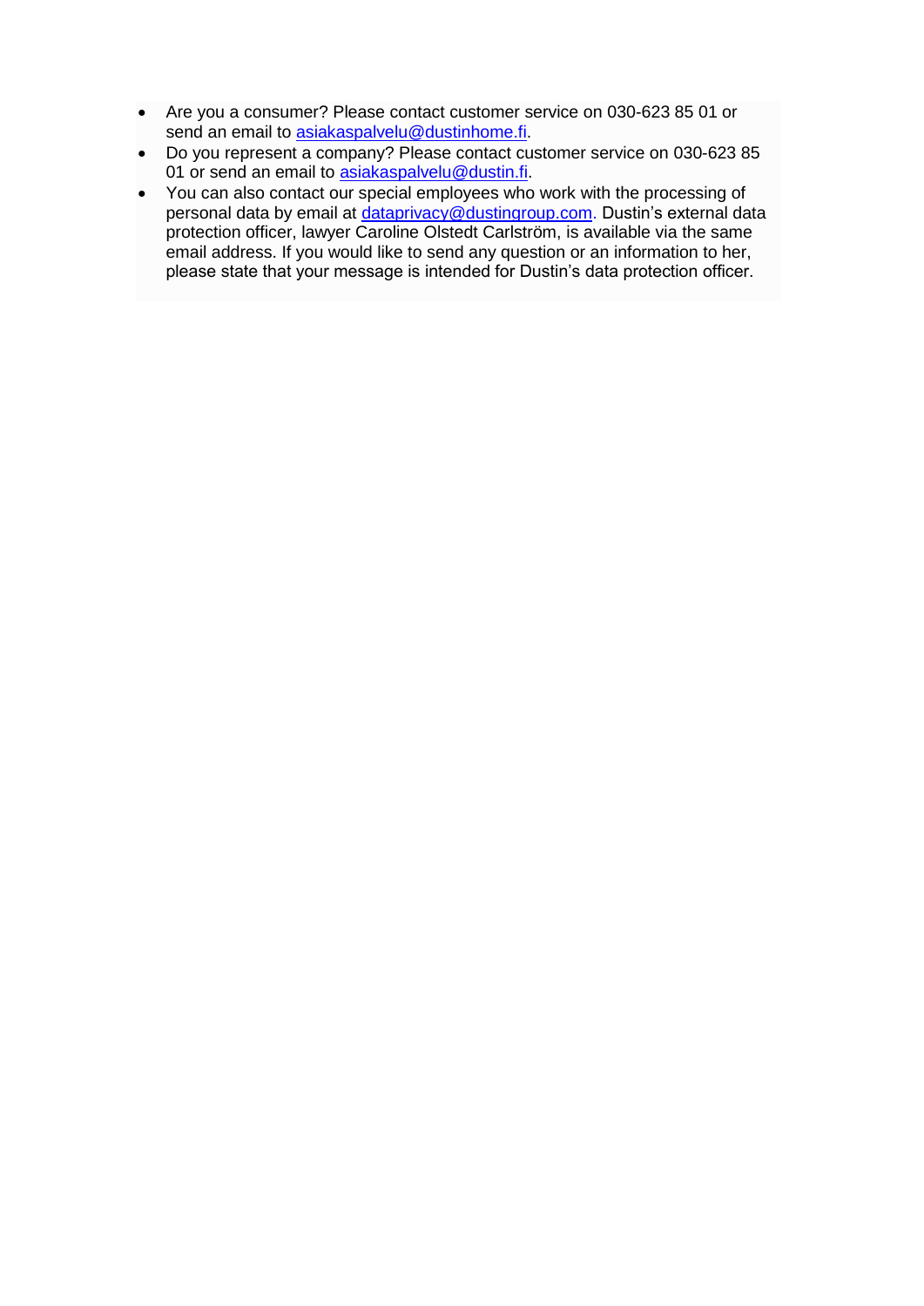- Are you a consumer? Please contact customer service on 030-623 85 01 or send an email to asiakaspalvelu@dustinhome.fi.
- Do you represent a company? Please contact customer service on 030-623 85 01 or send an email to asiakaspalvelu@dustin.fi.
- You can also contact our special employees who work with the processing of personal data by email at dataprivacy@dustingroup.com. Dustin's external data protection officer, lawyer Caroline Olstedt Carlström, is available via the same email address. If you would like to send any question or an information to her, please state that your message is intended for Dustin's data protection officer.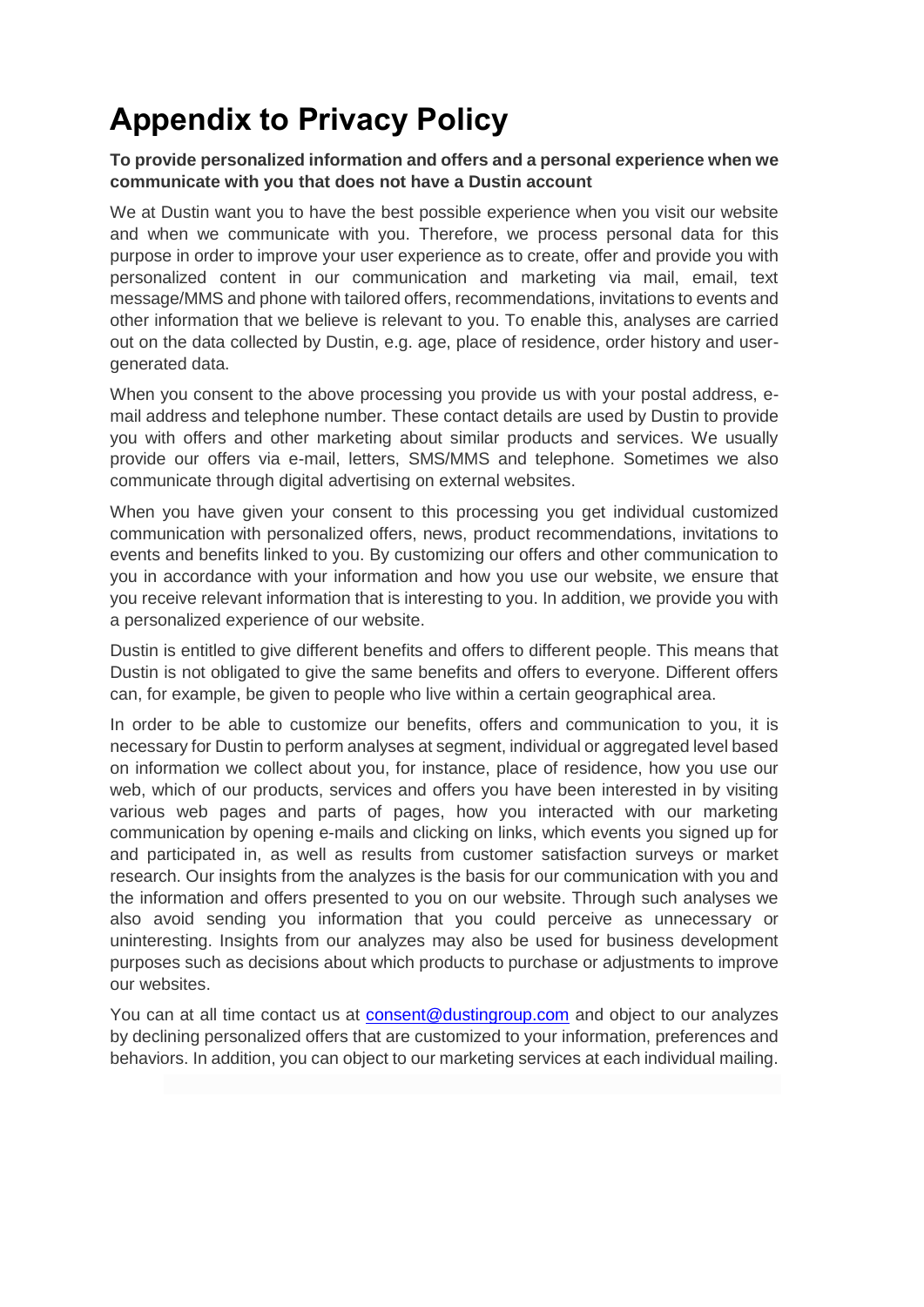# Appendix to Privacy Policy

**To provide personalized information and offers and a personal experience when we communicate with you that does not have a Dustin account**

We at Dustin want you to have the best possible experience when you visit our website and when we communicate with you. Therefore, we process personal data for this purpose in order to improve your user experience as to create, offer and provide you with personalized content in our communication and marketing via mail, email, text message/MMS and phone with tailored offers, recommendations, invitations to events and other information that we believe is relevant to you. To enable this, analyses are carried out on the data collected by Dustin, e.g. age, place of residence, order history and user-generated data.

When you consent to the above processing you provide us with your postal address, e-mail address and telephone number. These contact details are used by Dustin to provide you with offers and other marketing about similar products and services. We usually provide our offers via e-mail, letters, SMS/MMS and telephone. Sometimes we also communicate through digital advertising on external websites.

When you have given your consent to this processing you get individual customized communication with personalized offers, news, product recommendations, invitations to events and benefits linked to you. By customizing our offers and other communication to you in accordance with your information and how you use our website, we ensure that you receive relevant information that is interesting to you. In addition, we provide you with a personalized experience of our website.

Dustin is entitled to give different benefits and offers to different people. This means that Dustin is not obligated to give the same benefits and offers to everyone. Different offers can, for example, be given to people who live within a certain geographical area.

In order to be able to customize our benefits, offers and communication to you, it is necessary for Dustin to perform analyses at segment, individual or aggregated level based on information we collect about you, for instance, place of residence, how you use our web, which of our products, services and offers you have been interested in by visiting various web pages and parts of pages, how you interacted with our marketing communication by opening e-mails and clicking on links, which events you signed up for and participated in, as well as results from customer satisfaction surveys or market research. Our insights from the analyzes is the basis for our communication with you and the information and offers presented to you on our website. Through such analyses we also avoid sending you information that you could perceive as unnecessary or uninteresting. Insights from our analyzes may also be used for business development purposes such as decisions about which products to purchase or adjustments to improve our websites.

You can at all time contact us at [consent@dustingroup.com](mailto:consent@dustingroup.com) and object to our analyzes by declining personalized offers that are customized to your information, preferences and behaviors. In addition, you can object to our marketing services at each individual mailing.